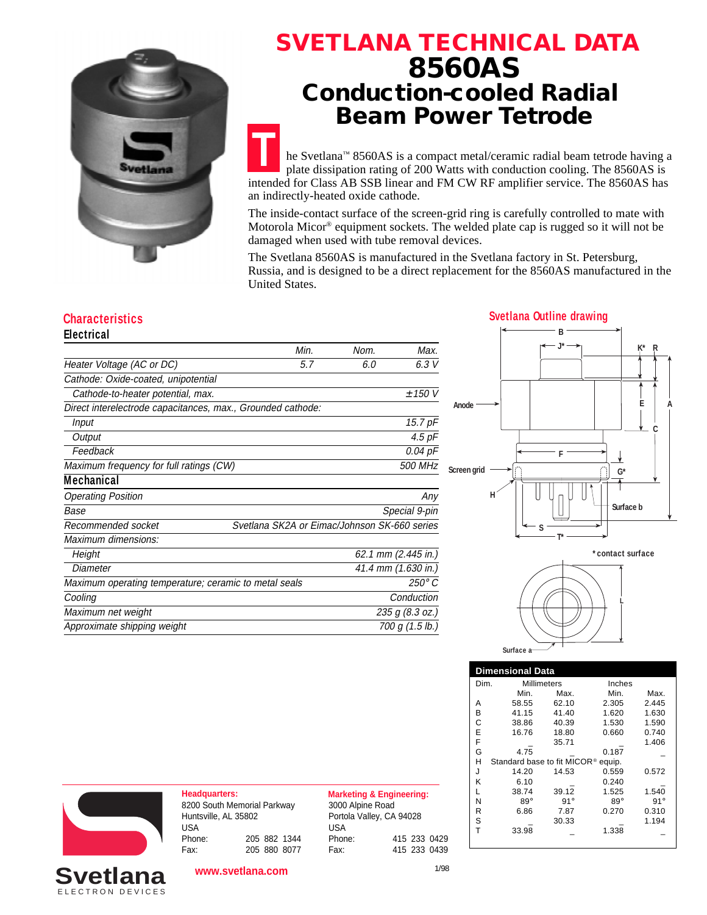# SVETLANA TECHNICAL DATA

# 8560AS

## Conduction-cooled Radial Beam Power Tetrode

The Svetlana™ 8560AS is a compact metal/ceramic radial beam tetrode having a plate dissipation rating of 200 Watts with conduction cooling. The 8560AS is intended for Class AB SSB linear and FM CW RF amplifier service. The 8560AS has an indirectly-heated oxide cathode.

The inside-contact surface of the screen-grid ring is carefully controlled to mate with Motorola Micor® equipment sockets. The welded plate cap is rugged so it will not be damaged when used with tube removal devices.

The Svetlana 8560AS is manufactured in the Svetlana factory in St. Petersburg, Russia, and is designed to be a direct replacement for the 8560AS manufactured in the United States.

## Characteristics

### Electrical

| | Min. | Nom. | Max. |
|---|---|---|---|
| Heater Voltage (AC or DC) | 5.7 | 6.0 | 6.3 V |
| Cathode: Oxide-coated, unipotential | | | |
| Cathode-to-heater potential, max. | | | ±150 V |
| Direct interelectrode capacitances, max., Grounded cathode: | | | |
| Input | | | 15.7 pF |
| Output | | | 4.5 pF |
| Feedback | | | 0.04 pF |
| Maximum frequency for full ratings (CW) | | | 500 MHz |

### Mechanical

| | |
|---|---|
| Operating Position | Any |
| Base | Special 9-pin |
| Recommended socket | Svetlana SK2A or Eimac/Johnson SK-660 series |
| Maximum dimensions: | |
| Height | 62.1 mm (2.445 in.) |
| Diameter | 41.4 mm (1.630 in.) |
| Maximum operating temperature; ceramic to metal seals | 250° C |
| Cooling | Conduction |
| Maximum net weight | 235 g (8.3 oz.) |
| Approximate shipping weight | 700 g (1.5 lb.) |

## Svetlana Outline drawing

Anode; Screen grid; Surface a; Surface b; * contact surface

## Dimensional Data

| Dim. | Millimeters Min. | Millimeters Max. | Inches Min. | Inches Max. |
|---|---|---|---|---|
| A | 58.55 | 62.10 | 2.305 | 2.445 |
| B | 41.15 | 41.40 | 1.620 | 1.630 |
| C | 38.86 | 40.39 | 1.530 | 1.590 |
| E | 16.76 | 18.80 | 0.660 | 0.740 |
| F | _ | 35.71 | _ | 1.406 |
| G | 4.75 | _ | 0.187 | _ |
| H | Standard base to fit MICOR® equip. | | | |
| J | 14.20 | 14.53 | 0.559 | 0.572 |
| K | 6.10 | _ | 0.240 | _ |
| L | 38.74 | 39.12 | 1.525 | 1.540 |
| N | 89° | 91° | 89° | 91° |
| R | 6.86 | 7.87 | 0.270 | 0.310 |
| S | _ | 30.33 | _ | 1.194 |
| T | 33.98 | _ | 1.338 | _ |

**Headquarters:**
8200 South Memorial Parkway
Huntsville, AL 35802
USA
Phone: 205 882 1344
Fax: 205 880 8077

**Marketing & Engineering:**
3000 Alpine Road
Portola Valley, CA 94028
USA
Phone: 415 233 0429
Fax: 415 233 0439

Svetlana ELECTRON DEVICES

www.svetlana.com

1/98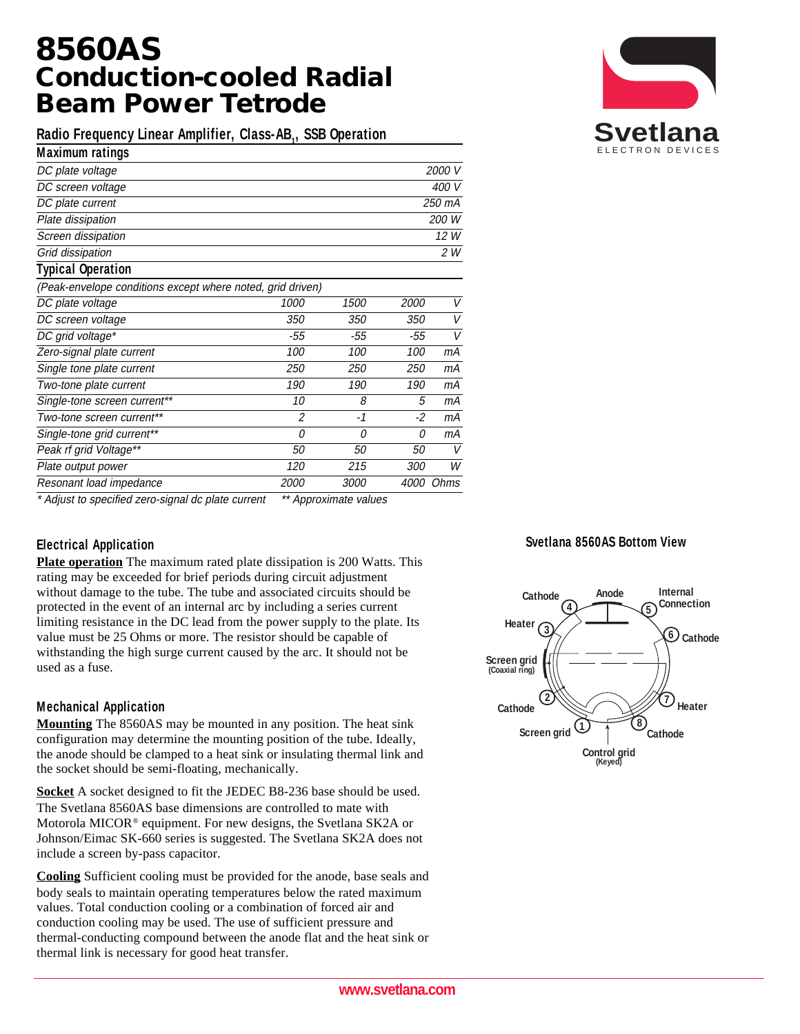# 8560AS
# Conduction-cooled Radial Beam Power Tetrode

Svetlana ELECTRON DEVICES

## Radio Frequency Linear Amplifier, Class-AB$_1$, SSB Operation

### Maximum ratings

| | |
|---|---|
| DC plate voltage | 2000 V |
| DC screen voltage | 400 V |
| DC plate current | 250 mA |
| Plate dissipation | 200 W |
| Screen dissipation | 12 W |
| Grid dissipation | 2 W |

### Typical Operation

*(Peak-envelope conditions except where noted, grid driven)*

| | | | | |
|---|---|---|---|---|
| DC plate voltage | 1000 | 1500 | 2000 | V |
| DC screen voltage | 350 | 350 | 350 | V |
| DC grid voltage* | -55 | -55 | -55 | V |
| Zero-signal plate current | 100 | 100 | 100 | mA |
| Single tone plate current | 250 | 250 | 250 | mA |
| Two-tone plate current | 190 | 190 | 190 | mA |
| Single-tone screen current** | 10 | 8 | 5 | mA |
| Two-tone screen current** | 2 | -1 | -2 | mA |
| Single-tone grid current** | 0 | 0 | 0 | mA |
| Peak rf grid Voltage** | 50 | 50 | 50 | V |
| Plate output power | 120 | 215 | 300 | W |
| Resonant load impedance | 2000 | 3000 | 4000 | Ohms |

\* Adjust to specified zero-signal dc plate current ** Approximate values

### Electrical Application

**Plate operation** The maximum rated plate dissipation is 200 Watts. This rating may be exceeded for brief periods during circuit adjustment without damage to the tube. The tube and associated circuits should be protected in the event of an internal arc by including a series current limiting resistance in the DC lead from the power supply to the plate. Its value must be 25 Ohms or more. The resistor should be capable of withstanding the high surge current caused by the arc. It should not be used as a fuse.

### Mechanical Application

**Mounting** The 8560AS may be mounted in any position. The heat sink configuration may determine the mounting position of the tube. Ideally, the anode should be clamped to a heat sink or insulating thermal link and the socket should be semi-floating, mechanically.

**Socket** A socket designed to fit the JEDEC B8-236 base should be used. The Svetlana 8560AS base dimensions are controlled to mate with Motorola MICOR® equipment. For new designs, the Svetlana SK2A or Johnson/Eimac SK-660 series is suggested. The Svetlana SK2A does not include a screen by-pass capacitor.

**Cooling** Sufficient cooling must be provided for the anode, base seals and body seals to maintain operating temperatures below the rated maximum values. Total conduction cooling or a combination of forced air and conduction cooling may be used. The use of sufficient pressure and thermal-conducting compound between the anode flat and the heat sink or thermal link is necessary for good heat transfer.

### Svetlana 8560AS Bottom View

Anode
Internal Connection 5
Cathode 6
Heater 7
Cathode 8
Control grid (Keyed)
Screen grid 1
Cathode 2
Screen grid (Coaxial ring)
Heater 3
Cathode 4

www.svetlana.com